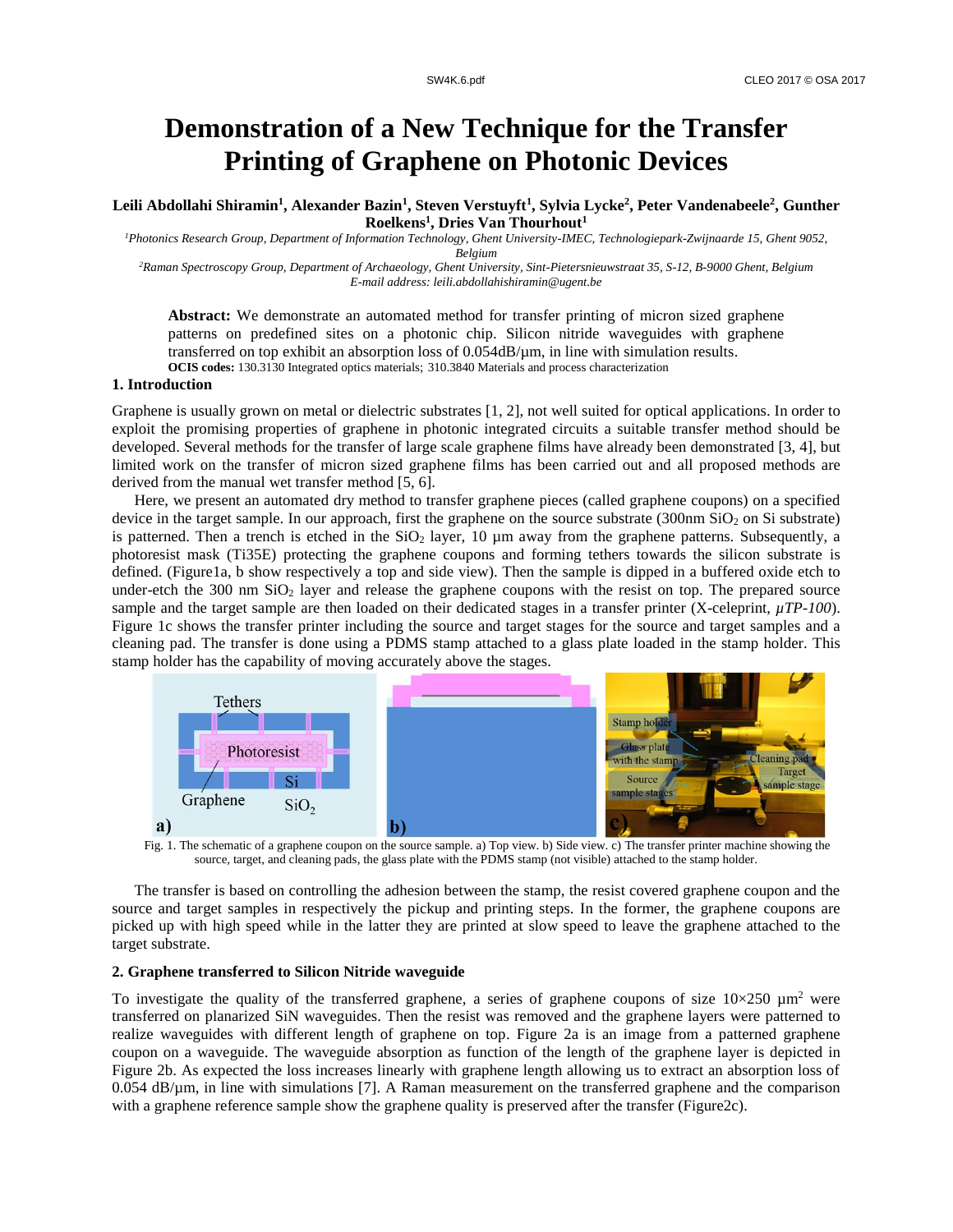# Demonstration of a New Technique for the Transfer Printing of Graphene on Photonic Devices

**Leili Abdollahi Shiramin[1], Alexander Bazin[1], Steven Verstuyft[1], Sylvia Lycke[2], Peter Vandenabeele[2], Gunther Roelkens[1], Dries Van Thourhout[1]**

[1]*Photonics Research Group, Department of Information Technology, Ghent University-IMEC, Technologiepark-Zwijnaarde 15, Ghent 9052, Belgium*

[2]*Raman Spectroscopy Group, Department of Archaeology, Ghent University, Sint-Pietersnieuwstraat 35, S-12, B-9000 Ghent, Belgium*

*E-mail address: leili.abdollahishiramin@ugent.be*

**Abstract:** We demonstrate an automated method for transfer printing of micron sized graphene patterns on predefined sites on a photonic chip. Silicon nitride waveguides with graphene transferred on top exhibit an absorption loss of 0.054dB/µm, in line with simulation results.

**OCIS codes:** 130.3130 Integrated optics materials; 310.3840 Materials and process characterization

## 1. Introduction

Graphene is usually grown on metal or dielectric substrates [1, 2], not well suited for optical applications. In order to exploit the promising properties of graphene in photonic integrated circuits a suitable transfer method should be developed. Several methods for the transfer of large scale graphene films have already been demonstrated [3, 4], but limited work on the transfer of micron sized graphene films has been carried out and all proposed methods are derived from the manual wet transfer method [5, 6].

Here, we present an automated dry method to transfer graphene pieces (called graphene coupons) on a specified device in the target sample. In our approach, first the graphene on the source substrate (300nm $SiO_2$ on Si substrate) is patterned. Then a trench is etched in the $SiO_2$ layer, 10 µm away from the graphene patterns. Subsequently, a photoresist mask (Ti35E) protecting the graphene coupons and forming tethers towards the silicon substrate is defined. (Figure1a, b show respectively a top and side view). Then the sample is dipped in a buffered oxide etch to under-etch the 300 nm $SiO_2$ layer and release the graphene coupons with the resist on top. The prepared source sample and the target sample are then loaded on their dedicated stages in a transfer printer (X-celeprint, *µTP-100*). Figure 1c shows the transfer printer including the source and target stages for the source and target samples and a cleaning pad. The transfer is done using a PDMS stamp attached to a glass plate loaded in the stamp holder. This stamp holder has the capability of moving accurately above the stages.

Fig. 1. The schematic of a graphene coupon on the source sample. a) Top view. b) Side view. c) The transfer printer machine showing the source, target, and cleaning pads, the glass plate with the PDMS stamp (not visible) attached to the stamp holder.

The transfer is based on controlling the adhesion between the stamp, the resist covered graphene coupon and the source and target samples in respectively the pickup and printing steps. In the former, the graphene coupons are picked up with high speed while in the latter they are printed at slow speed to leave the graphene attached to the target substrate.

## 2. Graphene transferred to Silicon Nitride waveguide

To investigate the quality of the transferred graphene, a series of graphene coupons of size 10×250 µm$^2$ were transferred on planarized SiN waveguides. Then the resist was removed and the graphene layers were patterned to realize waveguides with different length of graphene on top. Figure 2a is an image from a patterned graphene coupon on a waveguide. The waveguide absorption as function of the length of the graphene layer is depicted in Figure 2b. As expected the loss increases linearly with graphene length allowing us to extract an absorption loss of 0.054 dB/µm, in line with simulations [7]. A Raman measurement on the transferred graphene and the comparison with a graphene reference sample show the graphene quality is preserved after the transfer (Figure2c).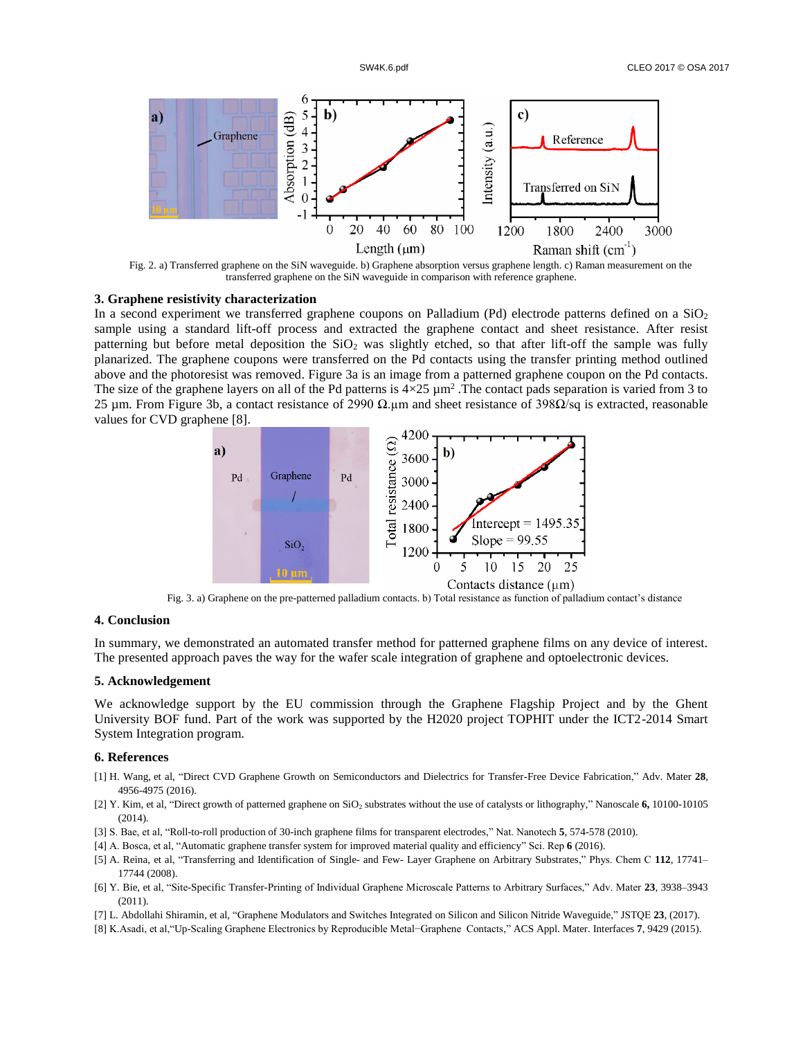a)

Graphene

10 µm

b)

Absorption (dB)

6
5
4
3
2
1
0
-1

0 20 40 60 80 100

Length (µm)

c)

Intensity (a.u.)

Reference

Transferred on SiN

1200 1800 2400 3000

Raman shift (cm$^{-1}$)

Fig. 2. a) Transferred graphene on the SiN waveguide. b) Graphene absorption versus graphene length. c) Raman measurement on the transferred graphene on the SiN waveguide in comparison with reference graphene.

### 3. Graphene resistivity characterization

In a second experiment we transferred graphene coupons on Palladium (Pd) electrode patterns defined on a $SiO_2$ sample using a standard lift-off process and extracted the graphene contact and sheet resistance. After resist patterning but before metal deposition the $SiO_2$ was slightly etched, so that after lift-off the sample was fully planarized. The graphene coupons were transferred on the Pd contacts using the transfer printing method outlined above and the photoresist was removed. Figure 3a is an image from a patterned graphene coupon on the Pd contacts. The size of the graphene layers on all of the Pd patterns is 4×25 µm$^2$ .The contact pads separation is varied from 3 to 25 µm. From Figure 3b, a contact resistance of 2990 Ω.µm and sheet resistance of 398Ω/sq is extracted, reasonable values for CVD graphene [8].

a)

Pd

Graphene

Pd

$SiO_2$

10 µm

b)

Total resistance (Ω)

4200
3600
3000
2400
1800
1200

Intercept = 1495.35
Slope = 99.55

0 5 10 15 20 25

Contacts distance (µm)

Fig. 3. a) Graphene on the pre-patterned palladium contacts. b) Total resistance as function of palladium contact's distance

### 4. Conclusion

In summary, we demonstrated an automated transfer method for patterned graphene films on any device of interest. The presented approach paves the way for the wafer scale integration of graphene and optoelectronic devices.

### 5. Acknowledgement

We acknowledge support by the EU commission through the Graphene Flagship Project and by the Ghent University BOF fund. Part of the work was supported by the H2020 project TOPHIT under the ICT2-2014 Smart System Integration program.

### 6. References

[1] H. Wang, et al, "Direct CVD Graphene Growth on Semiconductors and Dielectrics for Transfer-Free Device Fabrication," Adv. Mater **28**, 4956-4975 (2016).

[2] Y. Kim, et al, "Direct growth of patterned graphene on $SiO_2$ substrates without the use of catalysts or lithography," Nanoscale **6,** 10100-10105 (2014).

[3] S. Bae, et al, "Roll-to-roll production of 30-inch graphene films for transparent electrodes," Nat. Nanotech **5**, 574-578 (2010).

[4] A. Bosca, et al, "Automatic graphene transfer system for improved material quality and efficiency" Sci. Rep **6** (2016).

[5] A. Reina, et al, "Transferring and Identification of Single- and Few- Layer Graphene on Arbitrary Substrates," Phys. Chem C **112**, 17741–17744 (2008).

[6] Y. Bie, et al, "Site-Specific Transfer-Printing of Individual Graphene Microscale Patterns to Arbitrary Surfaces," Adv. Mater **23**, 3938–3943 (2011).

[7] L. Abdollahi Shiramin, et al, "Graphene Modulators and Switches Integrated on Silicon and Silicon Nitride Waveguide," JSTQE **23**, (2017).

[8] K.Asadi, et al,"Up-Scaling Graphene Electronics by Reproducible Metal−Graphene Contacts," ACS Appl. Mater. Interfaces **7**, 9429 (2015).